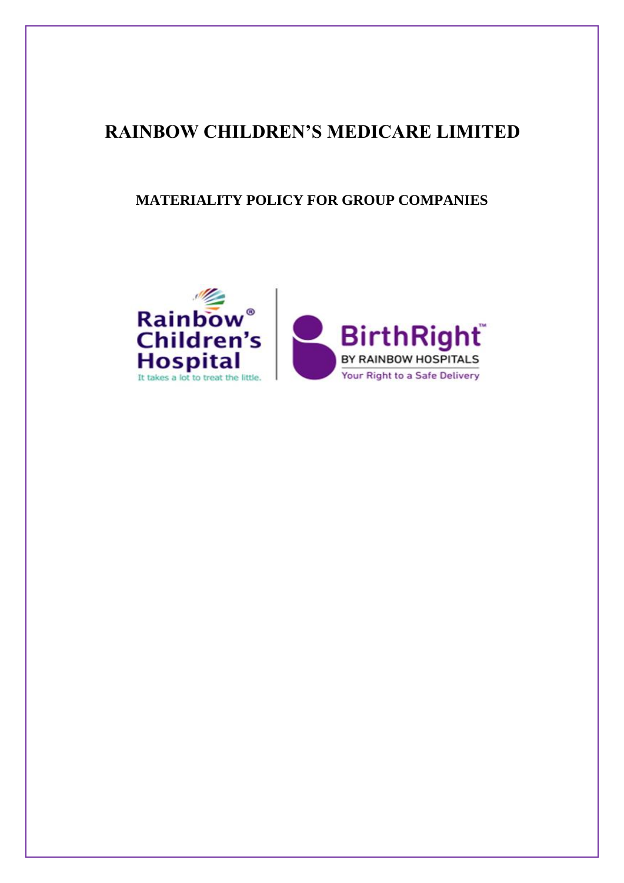# RAINBOW CHILDREN'S MEDICARE LIMITED

## MATERIALITY POLICY FOR GROUP COMPANIES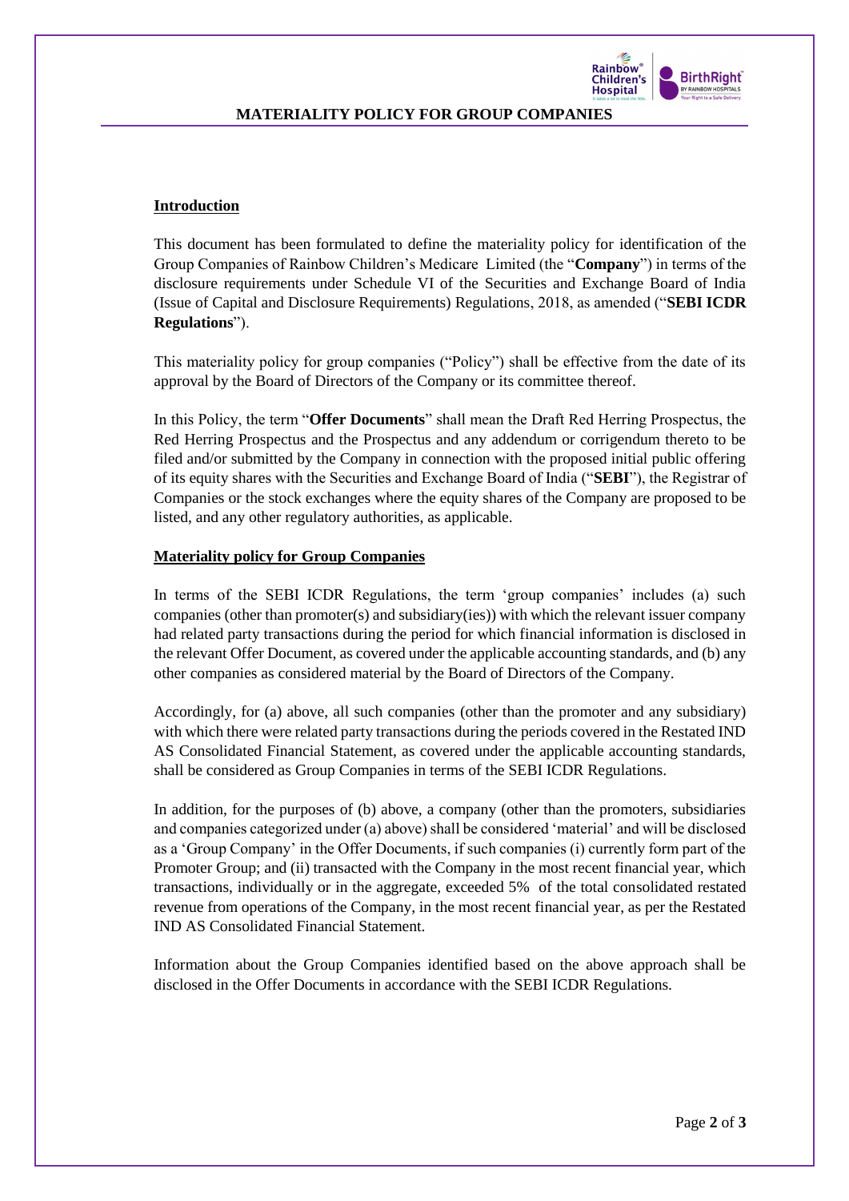# MATERIALITY POLICY FOR GROUP COMPANIES

## Introduction

This document has been formulated to define the materiality policy for identification of the Group Companies of Rainbow Children's Medicare Limited (the "**Company**") in terms of the disclosure requirements under Schedule VI of the Securities and Exchange Board of India (Issue of Capital and Disclosure Requirements) Regulations, 2018, as amended ("**SEBI ICDR Regulations**").

This materiality policy for group companies ("Policy") shall be effective from the date of its approval by the Board of Directors of the Company or its committee thereof.

In this Policy, the term "**Offer Documents**" shall mean the Draft Red Herring Prospectus, the Red Herring Prospectus and the Prospectus and any addendum or corrigendum thereto to be filed and/or submitted by the Company in connection with the proposed initial public offering of its equity shares with the Securities and Exchange Board of India ("**SEBI**"), the Registrar of Companies or the stock exchanges where the equity shares of the Company are proposed to be listed, and any other regulatory authorities, as applicable.

## Materiality policy for Group Companies

In terms of the SEBI ICDR Regulations, the term 'group companies' includes (a) such companies (other than promoter(s) and subsidiary(ies)) with which the relevant issuer company had related party transactions during the period for which financial information is disclosed in the relevant Offer Document, as covered under the applicable accounting standards, and (b) any other companies as considered material by the Board of Directors of the Company.

Accordingly, for (a) above, all such companies (other than the promoter and any subsidiary) with which there were related party transactions during the periods covered in the Restated IND AS Consolidated Financial Statement, as covered under the applicable accounting standards, shall be considered as Group Companies in terms of the SEBI ICDR Regulations.

In addition, for the purposes of (b) above, a company (other than the promoters, subsidiaries and companies categorized under (a) above) shall be considered 'material' and will be disclosed as a 'Group Company' in the Offer Documents, if such companies (i) currently form part of the Promoter Group; and (ii) transacted with the Company in the most recent financial year, which transactions, individually or in the aggregate, exceeded 5% of the total consolidated restated revenue from operations of the Company, in the most recent financial year, as per the Restated IND AS Consolidated Financial Statement.

Information about the Group Companies identified based on the above approach shall be disclosed in the Offer Documents in accordance with the SEBI ICDR Regulations.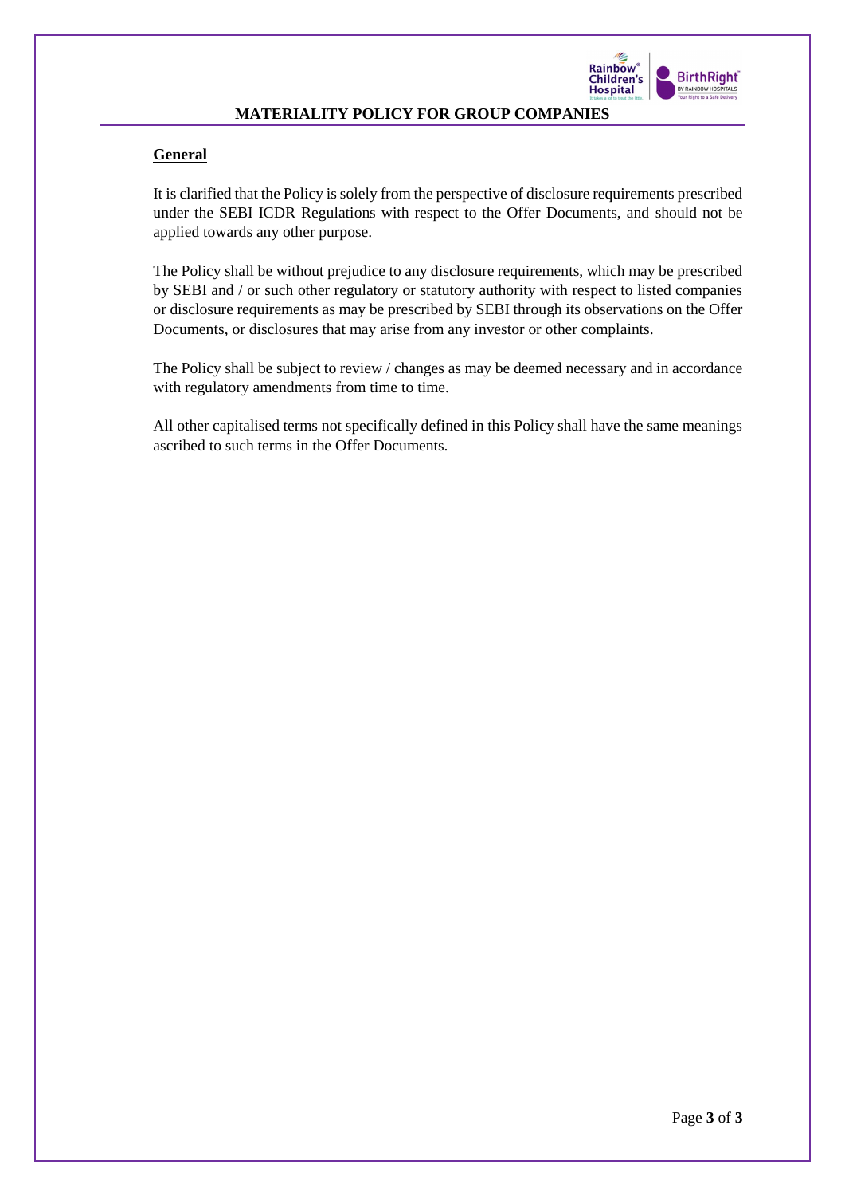**General**

It is clarified that the Policy is solely from the perspective of disclosure requirements prescribed under the SEBI ICDR Regulations with respect to the Offer Documents, and should not be applied towards any other purpose.

The Policy shall be without prejudice to any disclosure requirements, which may be prescribed by SEBI and / or such other regulatory or statutory authority with respect to listed companies or disclosure requirements as may be prescribed by SEBI through its observations on the Offer Documents, or disclosures that may arise from any investor or other complaints.

The Policy shall be subject to review / changes as may be deemed necessary and in accordance with regulatory amendments from time to time.

All other capitalised terms not specifically defined in this Policy shall have the same meanings ascribed to such terms in the Offer Documents.